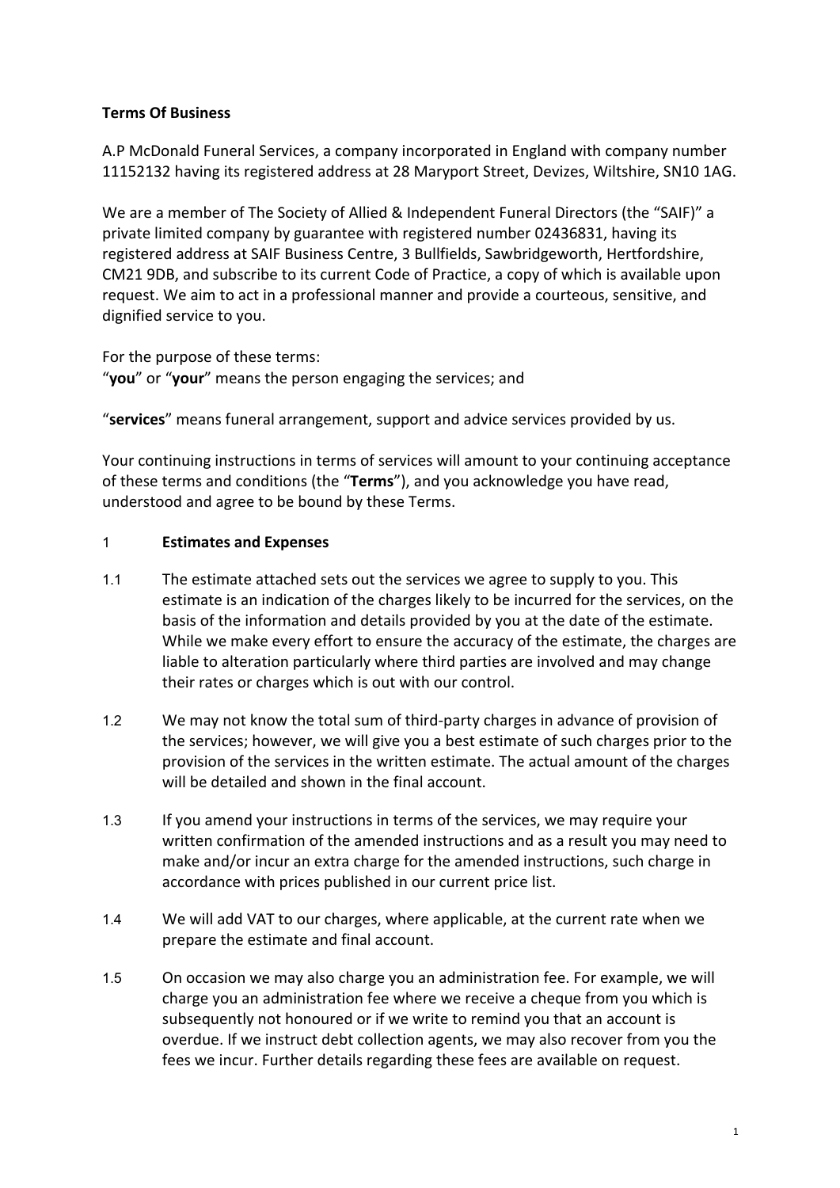**Terms Of Business**

A.P McDonald Funeral Services, a company incorporated in England with company number 11152132 having its registered address at 28 Maryport Street, Devizes, Wiltshire, SN10 1AG.

We are a member of The Society of Allied & Independent Funeral Directors (the "SAIF)" a private limited company by guarantee with registered number 02436831, having its registered address at SAIF Business Centre, 3 Bullfields, Sawbridgeworth, Hertfordshire, CM21 9DB, and subscribe to its current Code of Practice, a copy of which is available upon request. We aim to act in a professional manner and provide a courteous, sensitive, and dignified service to you.

For the purpose of these terms:
"**you**" or "**your**" means the person engaging the services; and

"**services**" means funeral arrangement, support and advice services provided by us.

Your continuing instructions in terms of services will amount to your continuing acceptance of these terms and conditions (the "**Terms**"), and you acknowledge you have read, understood and agree to be bound by these Terms.

## 1 **Estimates and Expenses**

1.1 The estimate attached sets out the services we agree to supply to you. This estimate is an indication of the charges likely to be incurred for the services, on the basis of the information and details provided by you at the date of the estimate. While we make every effort to ensure the accuracy of the estimate, the charges are liable to alteration particularly where third parties are involved and may change their rates or charges which is out with our control.

1.2 We may not know the total sum of third-party charges in advance of provision of the services; however, we will give you a best estimate of such charges prior to the provision of the services in the written estimate. The actual amount of the charges will be detailed and shown in the final account.

1.3 If you amend your instructions in terms of the services, we may require your written confirmation of the amended instructions and as a result you may need to make and/or incur an extra charge for the amended instructions, such charge in accordance with prices published in our current price list.

1.4 We will add VAT to our charges, where applicable, at the current rate when we prepare the estimate and final account.

1.5 On occasion we may also charge you an administration fee. For example, we will charge you an administration fee where we receive a cheque from you which is subsequently not honoured or if we write to remind you that an account is overdue. If we instruct debt collection agents, we may also recover from you the fees we incur. Further details regarding these fees are available on request.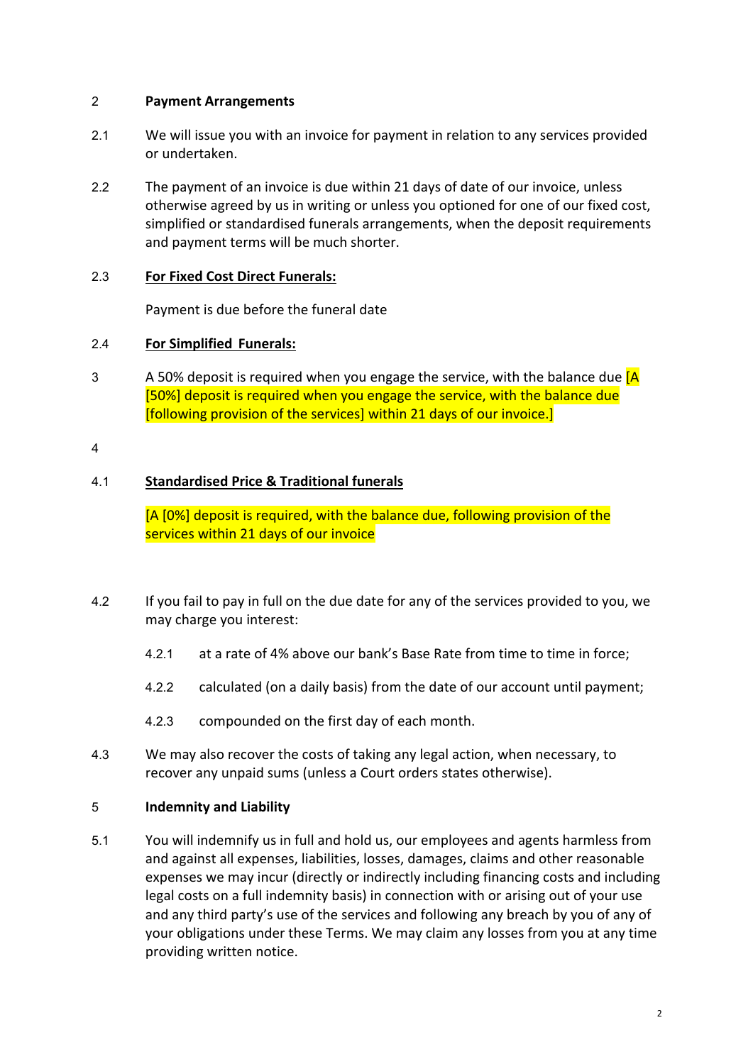## 2 Payment Arrangements

2.1 We will issue you with an invoice for payment in relation to any services provided or undertaken.

2.2 The payment of an invoice is due within 21 days of date of our invoice, unless otherwise agreed by us in writing or unless you optioned for one of our fixed cost, simplified or standardised funerals arrangements, when the deposit requirements and payment terms will be much shorter.

2.3 **<u>For Fixed Cost Direct Funerals:</u>**

Payment is due before the funeral date

2.4 **<u>For Simplified Funerals:</u>**

3 A 50% deposit is required when you engage the service, with the balance due [A [50%] deposit is required when you engage the service, with the balance due [following provision of the services] within 21 days of our invoice.]

4

4.1 **<u>Standardised Price & Traditional funerals</u>**

[A [0%] deposit is required, with the balance due, following provision of the services within 21 days of our invoice

4.2 If you fail to pay in full on the due date for any of the services provided to you, we may charge you interest:

4.2.1 at a rate of 4% above our bank's Base Rate from time to time in force;

4.2.2 calculated (on a daily basis) from the date of our account until payment;

4.2.3 compounded on the first day of each month.

4.3 We may also recover the costs of taking any legal action, when necessary, to recover any unpaid sums (unless a Court orders states otherwise).

## 5 Indemnity and Liability

5.1 You will indemnify us in full and hold us, our employees and agents harmless from and against all expenses, liabilities, losses, damages, claims and other reasonable expenses we may incur (directly or indirectly including financing costs and including legal costs on a full indemnity basis) in connection with or arising out of your use and any third party's use of the services and following any breach by you of any of your obligations under these Terms. We may claim any losses from you at any time providing written notice.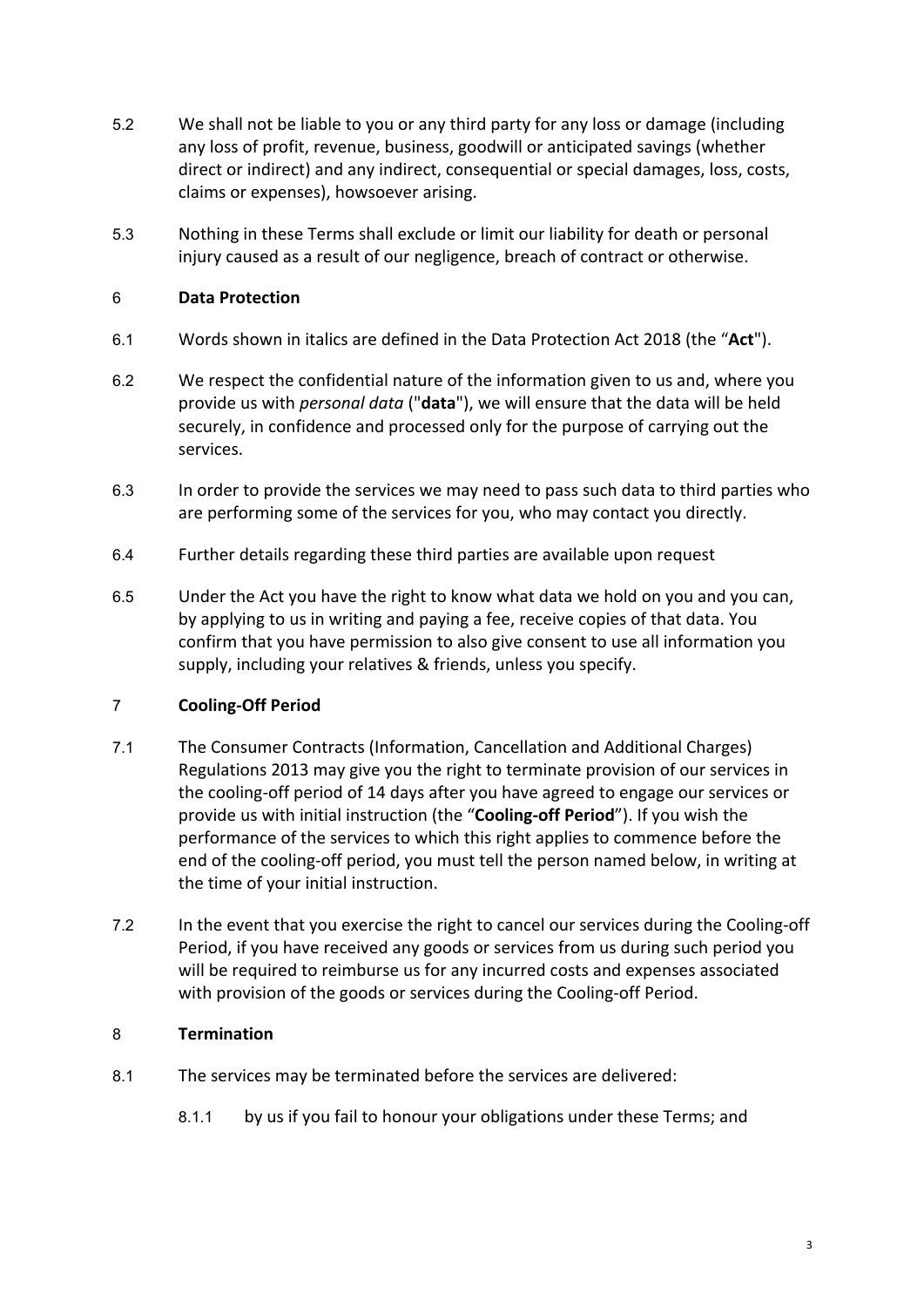5.2 We shall not be liable to you or any third party for any loss or damage (including any loss of profit, revenue, business, goodwill or anticipated savings (whether direct or indirect) and any indirect, consequential or special damages, loss, costs, claims or expenses), howsoever arising.

5.3 Nothing in these Terms shall exclude or limit our liability for death or personal injury caused as a result of our negligence, breach of contract or otherwise.

## 6 Data Protection

6.1 Words shown in italics are defined in the Data Protection Act 2018 (the "**Act**").

6.2 We respect the confidential nature of the information given to us and, where you provide us with *personal data* ("**data**"), we will ensure that the data will be held securely, in confidence and processed only for the purpose of carrying out the services.

6.3 In order to provide the services we may need to pass such data to third parties who are performing some of the services for you, who may contact you directly.

6.4 Further details regarding these third parties are available upon request

6.5 Under the Act you have the right to know what data we hold on you and you can, by applying to us in writing and paying a fee, receive copies of that data. You confirm that you have permission to also give consent to use all information you supply, including your relatives & friends, unless you specify.

## 7 Cooling-Off Period

7.1 The Consumer Contracts (Information, Cancellation and Additional Charges) Regulations 2013 may give you the right to terminate provision of our services in the cooling-off period of 14 days after you have agreed to engage our services or provide us with initial instruction (the "**Cooling-off Period**"). If you wish the performance of the services to which this right applies to commence before the end of the cooling-off period, you must tell the person named below, in writing at the time of your initial instruction.

7.2 In the event that you exercise the right to cancel our services during the Cooling-off Period, if you have received any goods or services from us during such period you will be required to reimburse us for any incurred costs and expenses associated with provision of the goods or services during the Cooling-off Period.

## 8 Termination

8.1 The services may be terminated before the services are delivered:

8.1.1 by us if you fail to honour your obligations under these Terms; and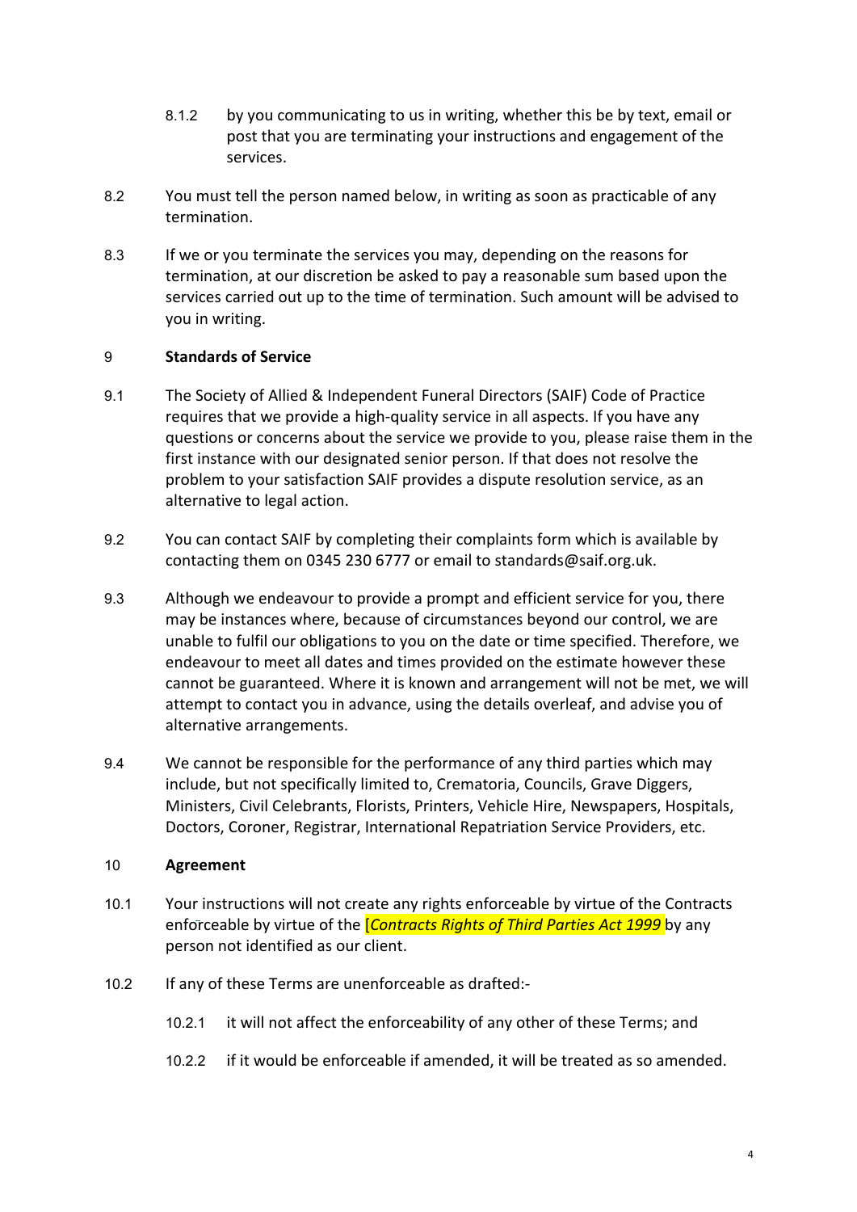8.1.2 by you communicating to us in writing, whether this be by text, email or post that you are terminating your instructions and engagement of the services.

8.2 You must tell the person named below, in writing as soon as practicable of any termination.

8.3 If we or you terminate the services you may, depending on the reasons for termination, at our discretion be asked to pay a reasonable sum based upon the services carried out up to the time of termination. Such amount will be advised to you in writing.

## 9 Standards of Service

9.1 The Society of Allied & Independent Funeral Directors (SAIF) Code of Practice requires that we provide a high-quality service in all aspects. If you have any questions or concerns about the service we provide to you, please raise them in the first instance with our designated senior person. If that does not resolve the problem to your satisfaction SAIF provides a dispute resolution service, as an alternative to legal action.

9.2 You can contact SAIF by completing their complaints form which is available by contacting them on 0345 230 6777 or email to standards@saif.org.uk.

9.3 Although we endeavour to provide a prompt and efficient service for you, there may be instances where, because of circumstances beyond our control, we are unable to fulfil our obligations to you on the date or time specified. Therefore, we endeavour to meet all dates and times provided on the estimate however these cannot be guaranteed. Where it is known and arrangement will not be met, we will attempt to contact you in advance, using the details overleaf, and advise you of alternative arrangements.

9.4 We cannot be responsible for the performance of any third parties which may include, but not specifically limited to, Crematoria, Councils, Grave Diggers, Ministers, Civil Celebrants, Florists, Printers, Vehicle Hire, Newspapers, Hospitals, Doctors, Coroner, Registrar, International Repatriation Service Providers, etc.

## 10 Agreement

10.1 Your instructions will not create any rights enforceable by virtue of the Contracts enforceable by virtue of the [*Contracts Rights of Third Parties Act 1999* by any person not identified as our client.

10.2 If any of these Terms are unenforceable as drafted:-

10.2.1 it will not affect the enforceability of any other of these Terms; and

10.2.2 if it would be enforceable if amended, it will be treated as so amended.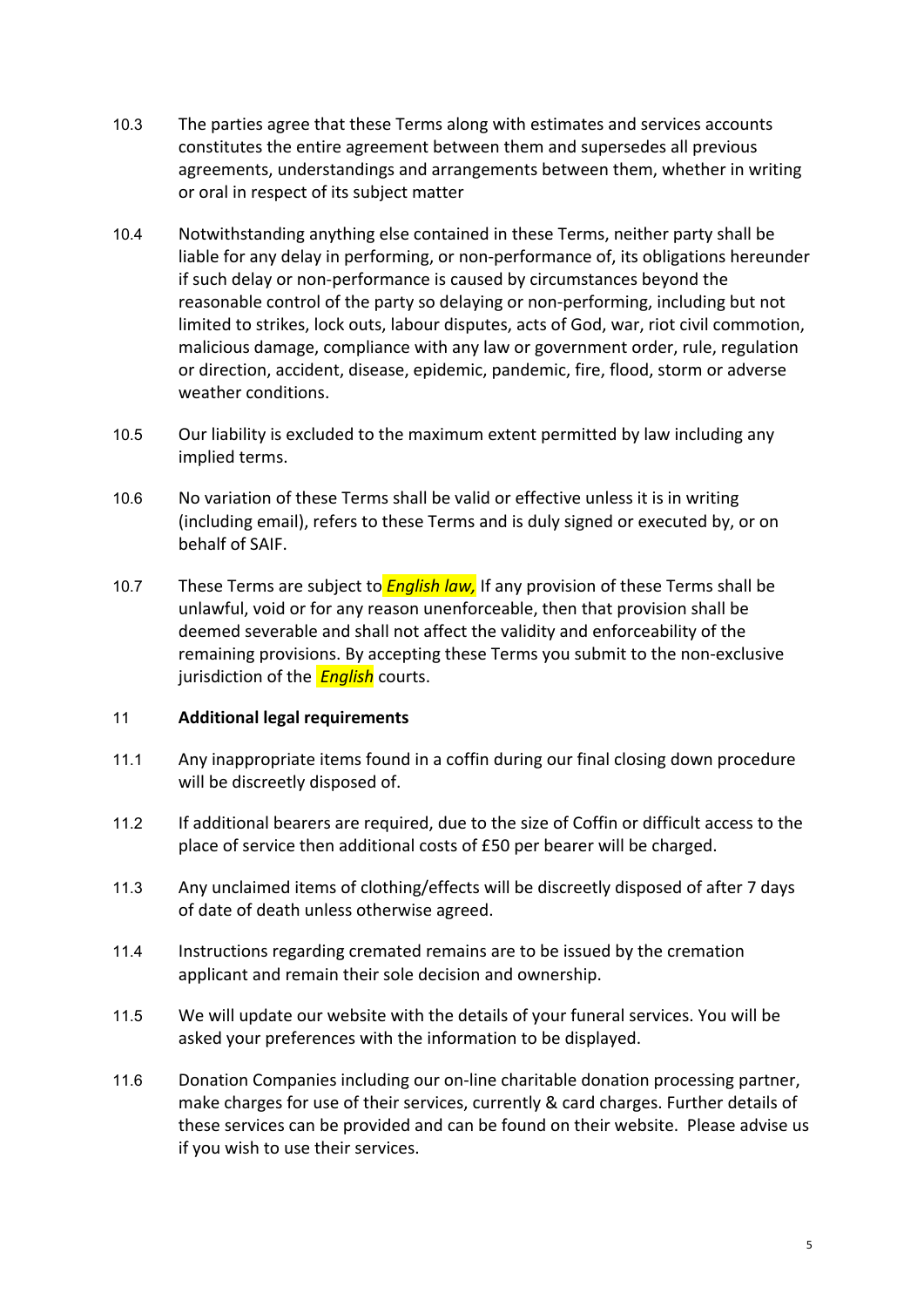10.3 The parties agree that these Terms along with estimates and services accounts constitutes the entire agreement between them and supersedes all previous agreements, understandings and arrangements between them, whether in writing or oral in respect of its subject matter

10.4 Notwithstanding anything else contained in these Terms, neither party shall be liable for any delay in performing, or non-performance of, its obligations hereunder if such delay or non-performance is caused by circumstances beyond the reasonable control of the party so delaying or non-performing, including but not limited to strikes, lock outs, labour disputes, acts of God, war, riot civil commotion, malicious damage, compliance with any law or government order, rule, regulation or direction, accident, disease, epidemic, pandemic, fire, flood, storm or adverse weather conditions.

10.5 Our liability is excluded to the maximum extent permitted by law including any implied terms.

10.6 No variation of these Terms shall be valid or effective unless it is in writing (including email), refers to these Terms and is duly signed or executed by, or on behalf of SAIF.

10.7 These Terms are subject to *English law,* If any provision of these Terms shall be unlawful, void or for any reason unenforceable, then that provision shall be deemed severable and shall not affect the validity and enforceability of the remaining provisions. By accepting these Terms you submit to the non-exclusive jurisdiction of the *English* courts.

11 **Additional legal requirements**

11.1 Any inappropriate items found in a coffin during our final closing down procedure will be discreetly disposed of.

11.2 If additional bearers are required, due to the size of Coffin or difficult access to the place of service then additional costs of £50 per bearer will be charged.

11.3 Any unclaimed items of clothing/effects will be discreetly disposed of after 7 days of date of death unless otherwise agreed.

11.4 Instructions regarding cremated remains are to be issued by the cremation applicant and remain their sole decision and ownership.

11.5 We will update our website with the details of your funeral services. You will be asked your preferences with the information to be displayed.

11.6 Donation Companies including our on-line charitable donation processing partner, make charges for use of their services, currently & card charges. Further details of these services can be provided and can be found on their website. Please advise us if you wish to use their services.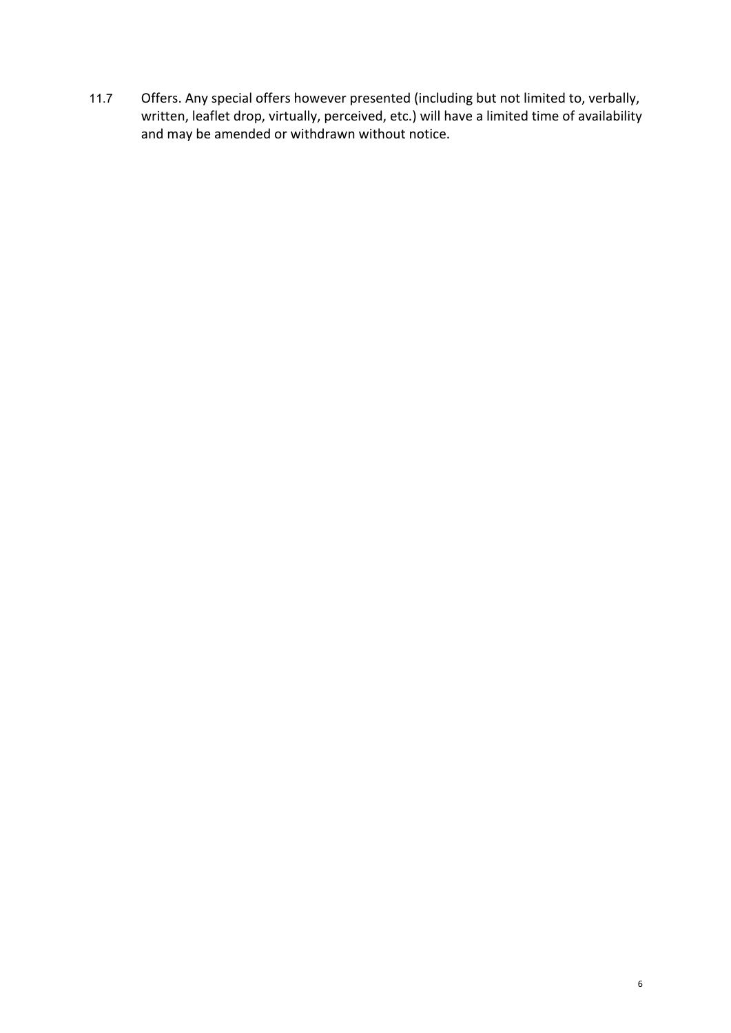11.7 Offers. Any special offers however presented (including but not limited to, verbally, written, leaflet drop, virtually, perceived, etc.) will have a limited time of availability and may be amended or withdrawn without notice.